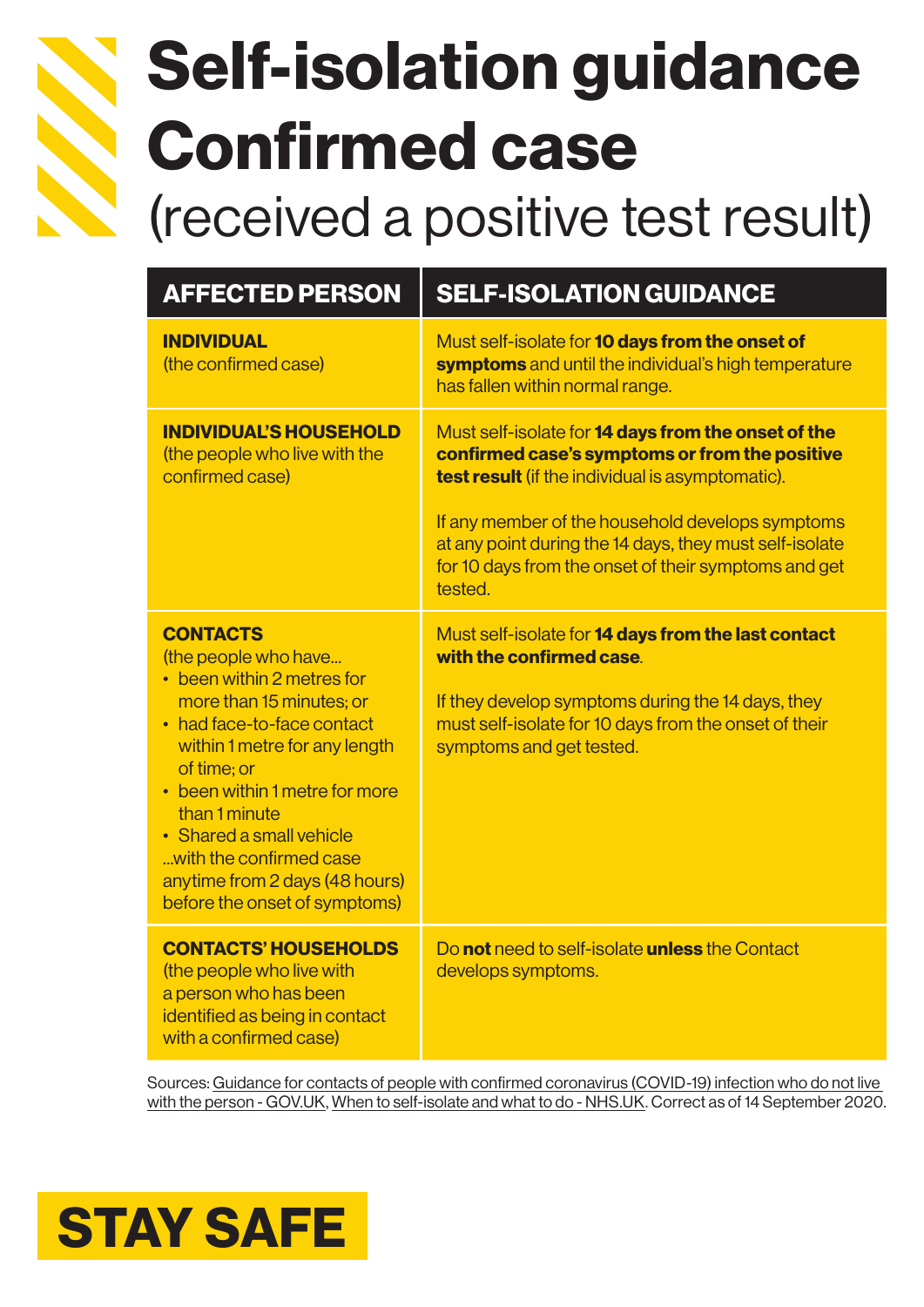# Self-isolation guidance Confirmed case

(received a positive test result)

| AFFECTED PERSON | SELF-ISOLATION GUIDANCE |
| --- | --- |
| **INDIVIDUAL** (the confirmed case) | Must self-isolate for **10 days from the onset of symptoms** and until the individual's high temperature has fallen within normal range. |
| **INDIVIDUAL'S HOUSEHOLD** (the people who live with the confirmed case) | Must self-isolate for **14 days from the onset of the confirmed case's symptoms or from the positive test result** (if the individual is asymptomatic).<br><br>If any member of the household develops symptoms at any point during the 14 days, they must self-isolate for 10 days from the onset of their symptoms and get tested. |
| **CONTACTS** (the people who have... <br>• been within 2 metres for more than 15 minutes; or<br>• had face-to-face contact within 1 metre for any length of time; or<br>• been within 1 metre for more than 1 minute<br>• Shared a small vehicle<br>...with the confirmed case anytime from 2 days (48 hours) before the onset of symptoms) | Must self-isolate for **14 days from the last contact with the confirmed case**.<br><br>If they develop symptoms during the 14 days, they must self-isolate for 10 days from the onset of their symptoms and get tested. |
| **CONTACTS' HOUSEHOLDS** (the people who live with a person who has been identified as being in contact with a confirmed case) | Do **not** need to self-isolate **unless** the Contact develops symptoms. |

Sources: Guidance for contacts of people with confirmed coronavirus (COVID-19) infection who do not live with the person - GOV.UK, When to self-isolate and what to do - NHS.UK. Correct as of 14 September 2020.

**STAY SAFE**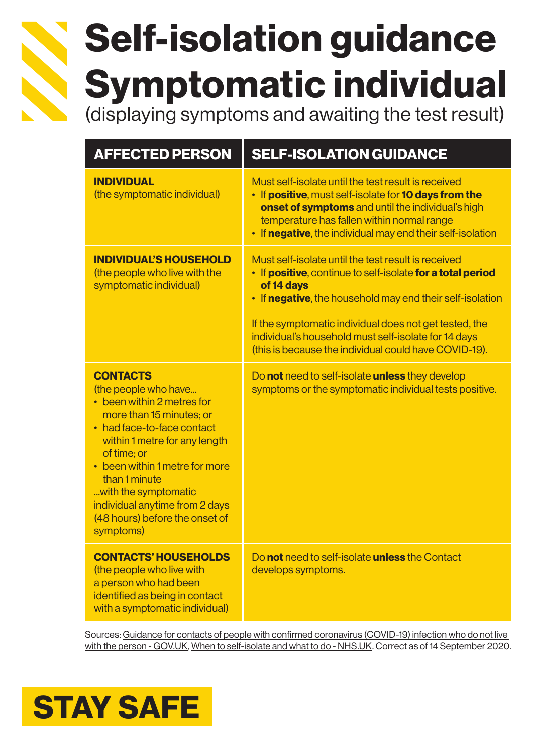# Self-isolation guidance Symptomatic individual

(displaying symptoms and awaiting the test result)

| AFFECTED PERSON | SELF-ISOLATION GUIDANCE |
|---|---|
| **INDIVIDUAL**<br>(the symptomatic individual) | Must self-isolate until the test result is received<br>• If **positive**, must self-isolate for **10 days from the onset of symptoms** and until the individual's high temperature has fallen within normal range<br>• If **negative**, the individual may end their self-isolation |
| **INDIVIDUAL'S HOUSEHOLD**<br>(the people who live with the symptomatic individual) | Must self-isolate until the test result is received<br>• If **positive**, continue to self-isolate **for a total period of 14 days**<br>• If **negative**, the household may end their self-isolation<br><br>If the symptomatic individual does not get tested, the individual's household must self-isolate for 14 days (this is because the individual could have COVID-19). |
| **CONTACTS**<br>(the people who have...<br>• been within 2 metres for more than 15 minutes; or<br>• had face-to-face contact within 1 metre for any length of time; or<br>• been within 1 metre for more than 1 minute<br>...with the symptomatic individual anytime from 2 days (48 hours) before the onset of symptoms) | Do **not** need to self-isolate **unless** they develop symptoms or the symptomatic individual tests positive. |
| **CONTACTS' HOUSEHOLDS**<br>(the people who live with a person who had been identified as being in contact with a symptomatic individual) | Do **not** need to self-isolate **unless** the Contact develops symptoms. |

Sources: Guidance for contacts of people with confirmed coronavirus (COVID-19) infection who do not live with the person - GOV.UK, When to self-isolate and what to do - NHS.UK. Correct as of 14 September 2020.

**STAY SAFE**